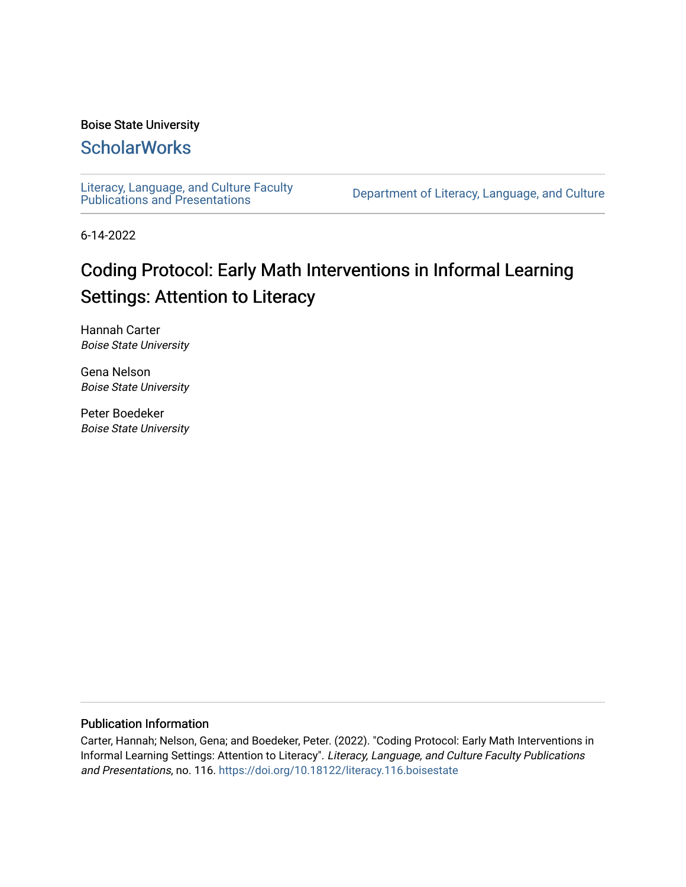Boise State University

## ScholarWorks

Literacy, Language, and Culture Faculty Publications and Presentations

Department of Literacy, Language, and Culture

6-14-2022

# Coding Protocol: Early Math Interventions in Informal Learning Settings: Attention to Literacy

Hannah Carter
*Boise State University*

Gena Nelson
*Boise State University*

Peter Boedeker
*Boise State University*

### Publication Information

Carter, Hannah; Nelson, Gena; and Boedeker, Peter. (2022). "Coding Protocol: Early Math Interventions in Informal Learning Settings: Attention to Literacy". *Literacy, Language, and Culture Faculty Publications and Presentations*, no. 116. https://doi.org/10.18122/literacy.116.boisestate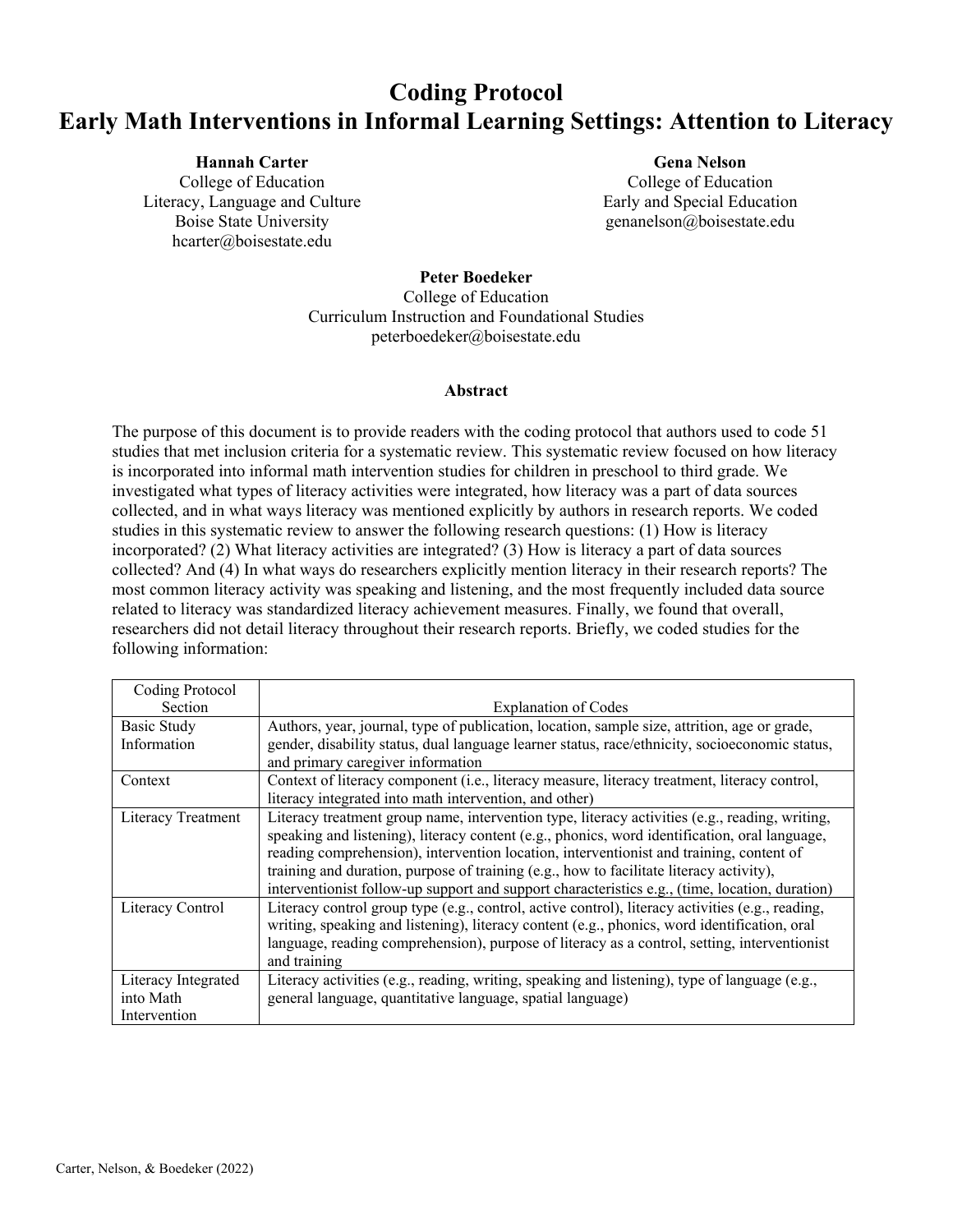# Coding Protocol
# Early Math Interventions in Informal Learning Settings: Attention to Literacy

**Hannah Carter**
College of Education
Literacy, Language and Culture
Boise State University
hcarter@boisestate.edu

**Gena Nelson**
College of Education
Early and Special Education
genanelson@boisestate.edu

**Peter Boedeker**
College of Education
Curriculum Instruction and Foundational Studies
peterboedeker@boisestate.edu

### Abstract

The purpose of this document is to provide readers with the coding protocol that authors used to code 51 studies that met inclusion criteria for a systematic review. This systematic review focused on how literacy is incorporated into informal math intervention studies for children in preschool to third grade. We investigated what types of literacy activities were integrated, how literacy was a part of data sources collected, and in what ways literacy was mentioned explicitly by authors in research reports. We coded studies in this systematic review to answer the following research questions: (1) How is literacy incorporated? (2) What literacy activities are integrated? (3) How is literacy a part of data sources collected? And (4) In what ways do researchers explicitly mention literacy in their research reports? The most common literacy activity was speaking and listening, and the most frequently included data source related to literacy was standardized literacy achievement measures. Finally, we found that overall, researchers did not detail literacy throughout their research reports. Briefly, we coded studies for the following information:

| Coding Protocol Section | Explanation of Codes |
| --- | --- |
| Basic Study Information | Authors, year, journal, type of publication, location, sample size, attrition, age or grade, gender, disability status, dual language learner status, race/ethnicity, socioeconomic status, and primary caregiver information |
| Context | Context of literacy component (i.e., literacy measure, literacy treatment, literacy control, literacy integrated into math intervention, and other) |
| Literacy Treatment | Literacy treatment group name, intervention type, literacy activities (e.g., reading, writing, speaking and listening), literacy content (e.g., phonics, word identification, oral language, reading comprehension), intervention location, interventionist and training, content of training and duration, purpose of training (e.g., how to facilitate literacy activity), interventionist follow-up support and support characteristics e.g., (time, location, duration) |
| Literacy Control | Literacy control group type (e.g., control, active control), literacy activities (e.g., reading, writing, speaking and listening), literacy content (e.g., phonics, word identification, oral language, reading comprehension), purpose of literacy as a control, setting, interventionist and training |
| Literacy Integrated into Math Intervention | Literacy activities (e.g., reading, writing, speaking and listening), type of language (e.g., general language, quantitative language, spatial language) |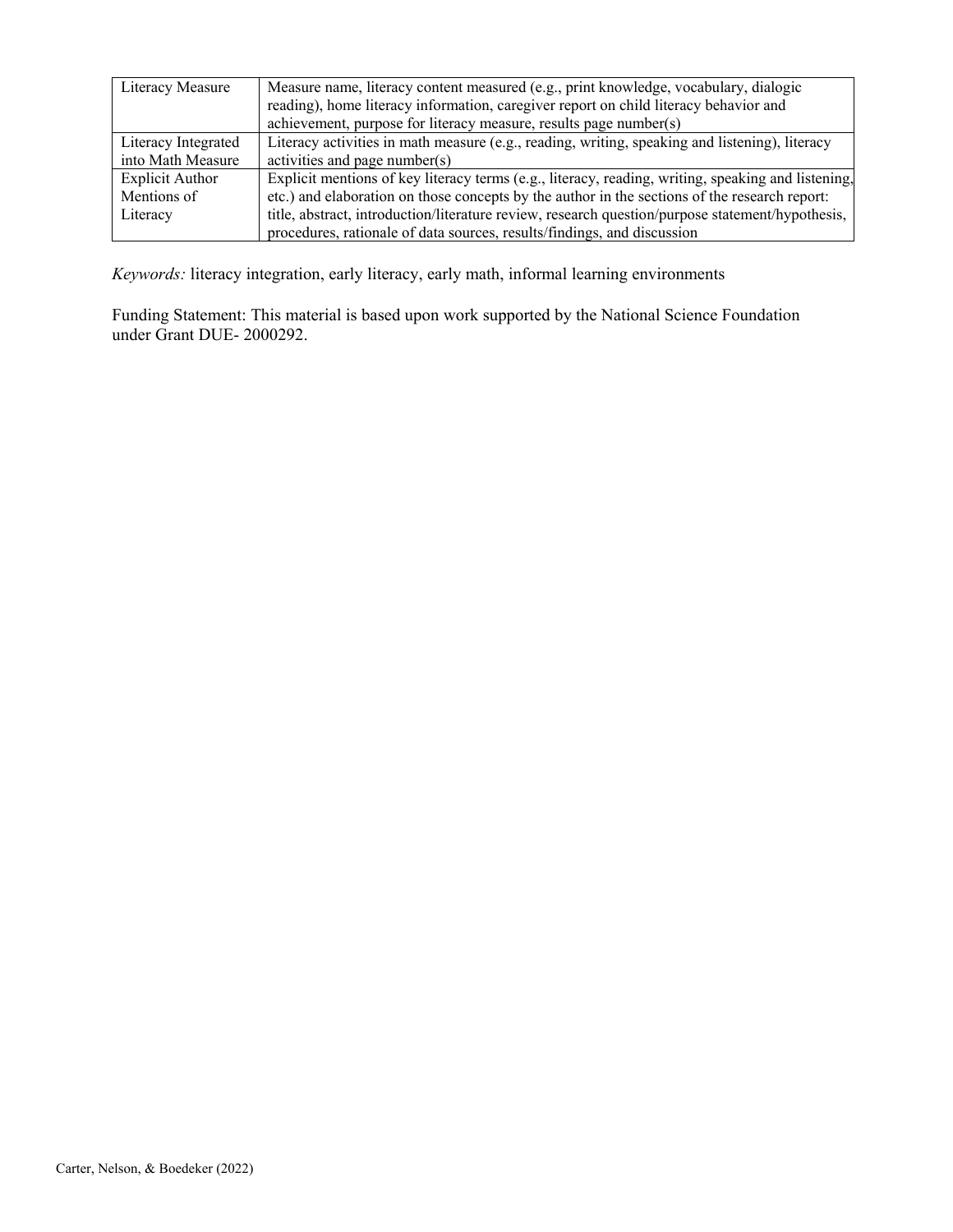| Literacy Measure | Measure name, literacy content measured (e.g., print knowledge, vocabulary, dialogic reading), home literacy information, caregiver report on child literacy behavior and achievement, purpose for literacy measure, results page number(s) |
|---|---|
| Literacy Integrated into Math Measure | Literacy activities in math measure (e.g., reading, writing, speaking and listening), literacy activities and page number(s) |
| Explicit Author Mentions of Literacy | Explicit mentions of key literacy terms (e.g., literacy, reading, writing, speaking and listening, etc.) and elaboration on those concepts by the author in the sections of the research report: title, abstract, introduction/literature review, research question/purpose statement/hypothesis, procedures, rationale of data sources, results/findings, and discussion |

*Keywords:* literacy integration, early literacy, early math, informal learning environments

Funding Statement: This material is based upon work supported by the National Science Foundation under Grant DUE- 2000292.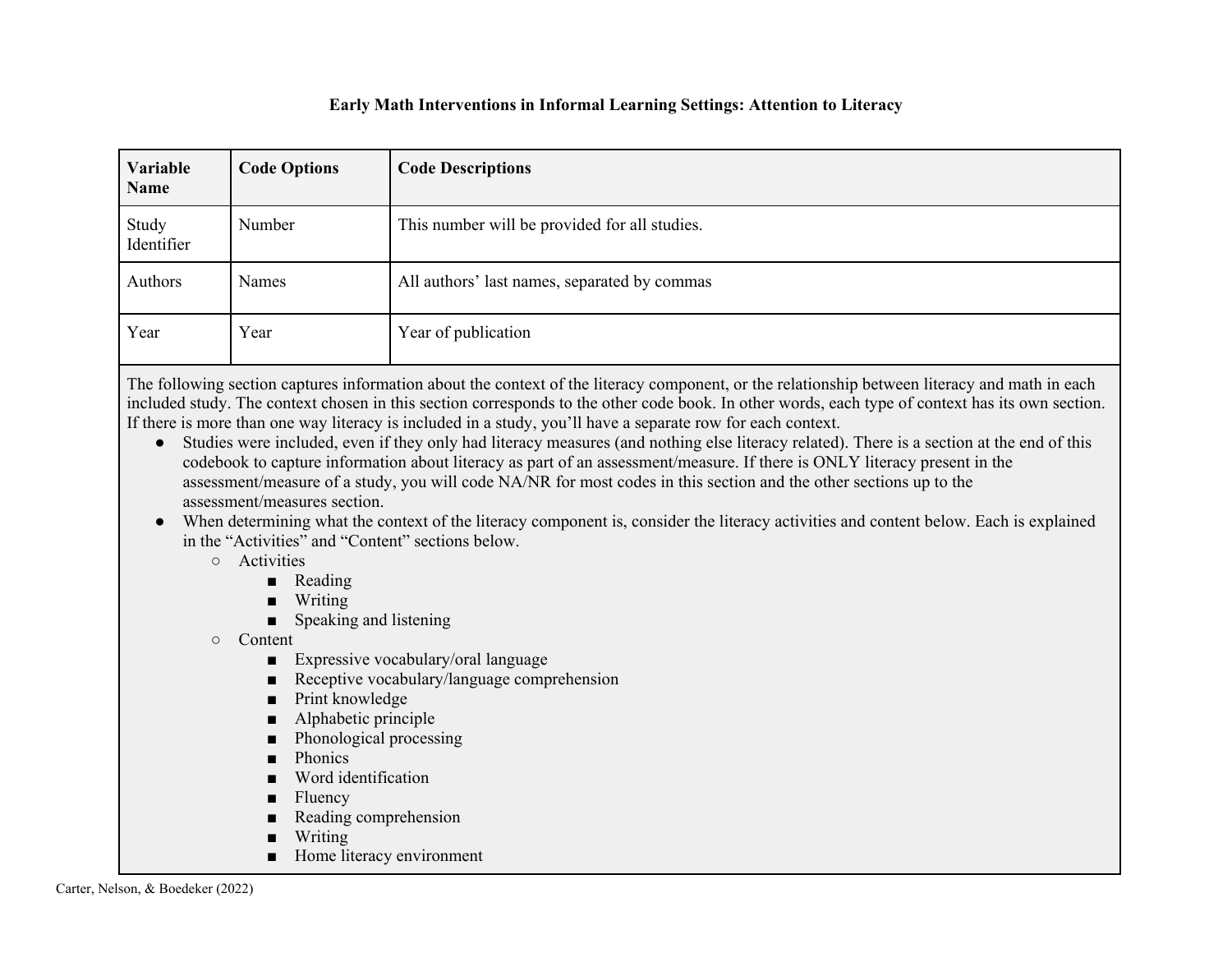**Early Math Interventions in Informal Learning Settings: Attention to Literacy**

| Variable Name | Code Options | Code Descriptions |
| --- | --- | --- |
| Study Identifier | Number | This number will be provided for all studies. |
| Authors | Names | All authors' last names, separated by commas |
| Year | Year | Year of publication |

The following section captures information about the context of the literacy component, or the relationship between literacy and math in each included study. The context chosen in this section corresponds to the other code book. In other words, each type of context has its own section. If there is more than one way literacy is included in a study, you'll have a separate row for each context.

- Studies were included, even if they only had literacy measures (and nothing else literacy related). There is a section at the end of this codebook to capture information about literacy as part of an assessment/measure. If there is ONLY literacy present in the assessment/measure of a study, you will code NA/NR for most codes in this section and the other sections up to the assessment/measures section.
- When determining what the context of the literacy component is, consider the literacy activities and content below. Each is explained in the "Activities" and "Content" sections below.
  - Activities
    - Reading
    - Writing
    - Speaking and listening
  - Content
    - Expressive vocabulary/oral language
    - Receptive vocabulary/language comprehension
    - Print knowledge
    - Alphabetic principle
    - Phonological processing
    - Phonics
    - Word identification
    - Fluency
    - Reading comprehension
    - Writing
    - Home literacy environment

Carter, Nelson, & Boedeker (2022)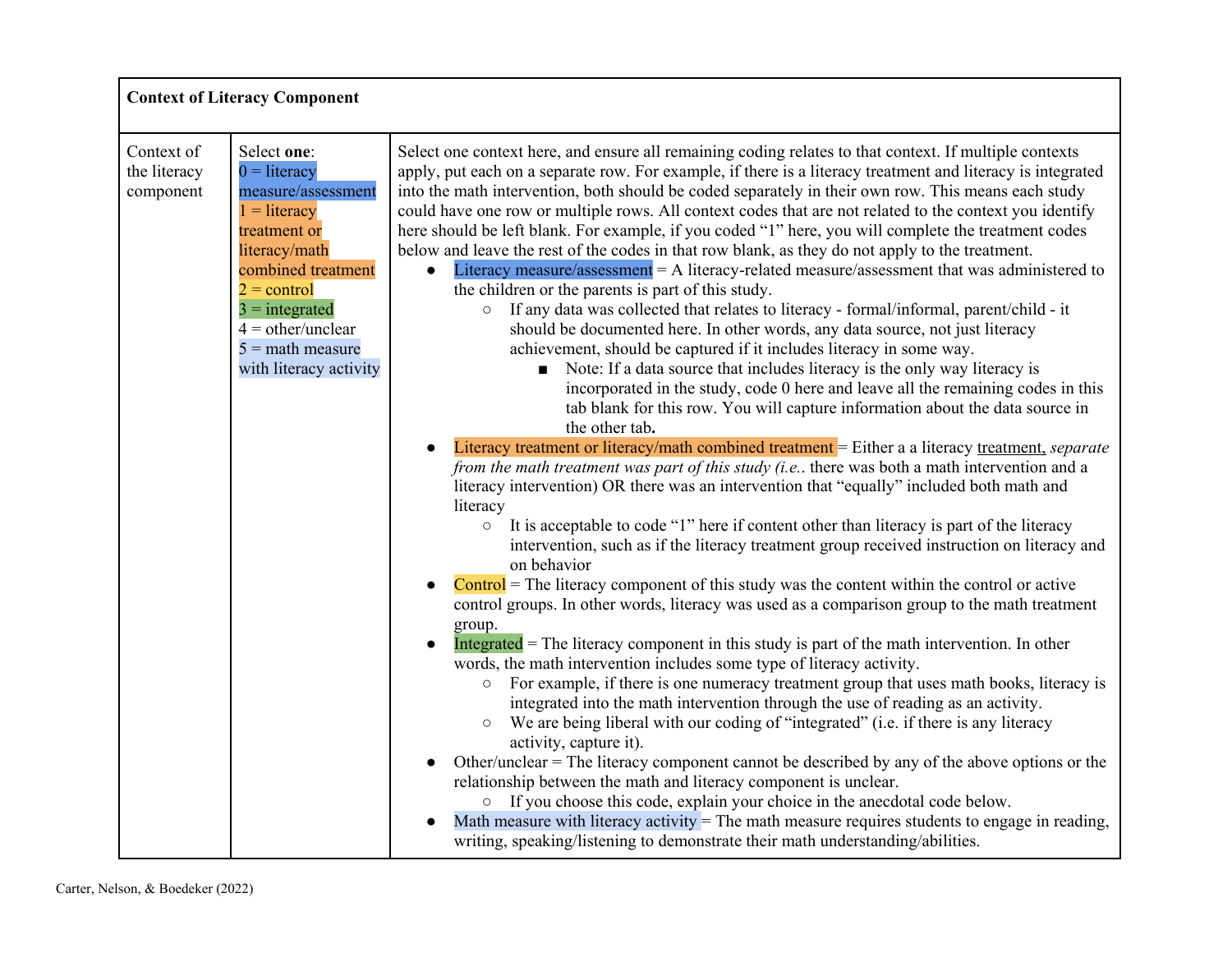| **Context of Literacy Component** | | |
|---|---|---|
| Context of the literacy component | Select **one**:<br>0 = literacy measure/assessment<br>1 = literacy treatment or literacy/math combined treatment<br>2 = control<br>3 = integrated<br>4 = other/unclear<br>5 = math measure with literacy activity | Select one context here, and ensure all remaining coding relates to that context. If multiple contexts apply, put each on a separate row. For example, if there is a literacy treatment and literacy is integrated into the math intervention, both should be coded separately in their own row. This means each study could have one row or multiple rows. All context codes that are not related to the context you identify here should be left blank. For example, if you coded "1" here, you will complete the treatment codes below and leave the rest of the codes in that row blank, as they do not apply to the treatment.<br>● Literacy measure/assessment = A literacy-related measure/assessment that was administered to the children or the parents is part of this study.<br>&nbsp;&nbsp;○ If any data was collected that relates to literacy - formal/informal, parent/child - it should be documented here. In other words, any data source, not just literacy achievement, should be captured if it includes literacy in some way.<br>&nbsp;&nbsp;&nbsp;&nbsp;■ Note: If a data source that includes literacy is the only way literacy is incorporated in the study, code 0 here and leave all the remaining codes in this tab blank for this row. You will capture information about the data source in the other tab**.**<br>● Literacy treatment or literacy/math combined treatment = Either a a literacy treatment, *separate from the math treatment was part of this study (i.e..* there was both a math intervention and a literacy intervention) OR there was an intervention that "equally" included both math and literacy<br>&nbsp;&nbsp;○ It is acceptable to code "1" here if content other than literacy is part of the literacy intervention, such as if the literacy treatment group received instruction on literacy and on behavior<br>● Control = The literacy component of this study was the content within the control or active control groups. In other words, literacy was used as a comparison group to the math treatment group.<br>● Integrated = The literacy component in this study is part of the math intervention. In other words, the math intervention includes some type of literacy activity.<br>&nbsp;&nbsp;○ For example, if there is one numeracy treatment group that uses math books, literacy is integrated into the math intervention through the use of reading as an activity.<br>&nbsp;&nbsp;○ We are being liberal with our coding of "integrated" (i.e. if there is any literacy activity, capture it).<br>● Other/unclear = The literacy component cannot be described by any of the above options or the relationship between the math and literacy component is unclear.<br>&nbsp;&nbsp;○ If you choose this code, explain your choice in the anecdotal code below.<br>● Math measure with literacy activity = The math measure requires students to engage in reading, writing, speaking/listening to demonstrate their math understanding/abilities. |

Carter, Nelson, & Boedeker (2022)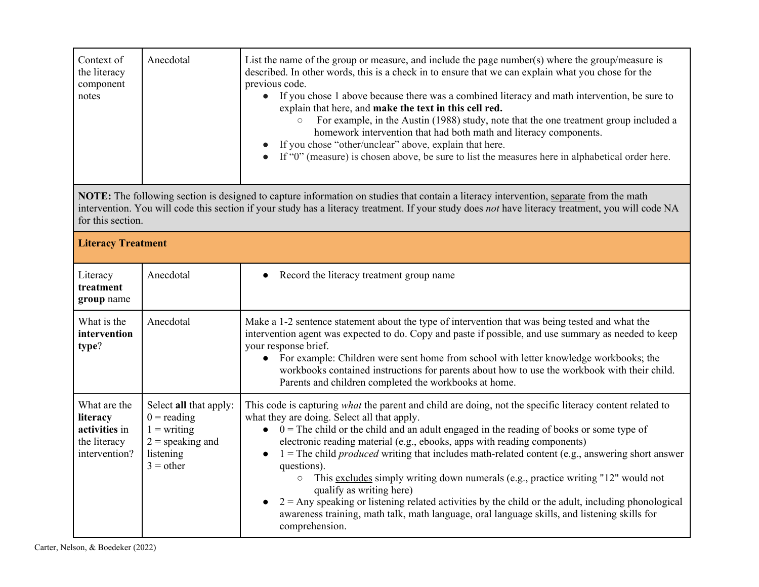| | | |
|---|---|---|
| Context of the literacy component notes | Anecdotal | List the name of the group or measure, and include the page number(s) where the group/measure is described. In other words, this is a check in to ensure that we can explain what you chose for the previous code.<br>● If you chose 1 above because there was a combined literacy and math intervention, be sure to explain that here, and **make the text in this cell red.**<br>&nbsp;&nbsp;&nbsp;&nbsp;○ For example, in the Austin (1988) study, note that the one treatment group included a homework intervention that had both math and literacy components.<br>● If you chose "other/unclear" above, explain that here.<br>● If "0" (measure) is chosen above, be sure to list the measures here in alphabetical order here. |
| **NOTE:** The following section is designed to capture information on studies that contain a literacy intervention, separate from the math intervention. You will code this section if your study has a literacy treatment. If your study does *not* have literacy treatment, you will code NA for this section. | | |
| **Literacy Treatment** | | |
| Literacy **treatment group** name | Anecdotal | ● Record the literacy treatment group name |
| What is the **intervention type**? | Anecdotal | Make a 1-2 sentence statement about the type of intervention that was being tested and what the intervention agent was expected to do. Copy and paste if possible, and use summary as needed to keep your response brief.<br>● For example: Children were sent home from school with letter knowledge workbooks; the workbooks contained instructions for parents about how to use the workbook with their child. Parents and children completed the workbooks at home. |
| What are the **literacy activities** in the literacy intervention? | Select **all** that apply:<br>0 = reading<br>1 = writing<br>2 = speaking and listening<br>3 = other | This code is capturing *what* the parent and child are doing, not the specific literacy content related to what they are doing. Select all that apply.<br>● 0 = The child or the child and an adult engaged in the reading of books or some type of electronic reading material (e.g., ebooks, apps with reading components)<br>● 1 = The child *produced* writing that includes math-related content (e.g., answering short answer questions).<br>&nbsp;&nbsp;&nbsp;&nbsp;○ This excludes simply writing down numerals (e.g., practice writing "12" would not qualify as writing here)<br>● 2 = Any speaking or listening related activities by the child or the adult, including phonological awareness training, math talk, math language, oral language skills, and listening skills for comprehension. |

Carter, Nelson, & Boedeker (2022)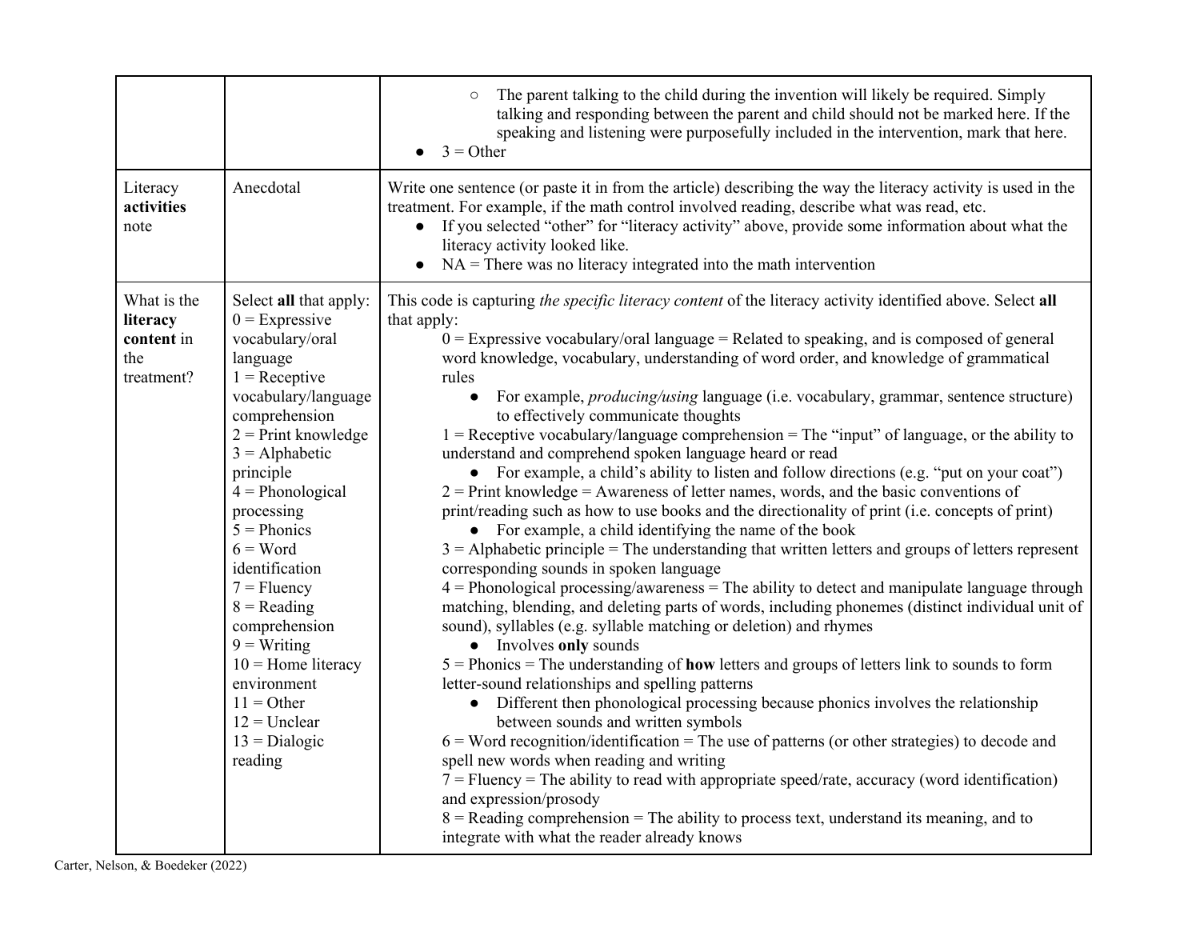| | | |
|---|---|---|
| | | ○ The parent talking to the child during the invention will likely be required. Simply talking and responding between the parent and child should not be marked here. If the speaking and listening were purposefully included in the intervention, mark that here.<br>● 3 = Other |
| Literacy **activities** note | Anecdotal | Write one sentence (or paste it in from the article) describing the way the literacy activity is used in the treatment. For example, if the math control involved reading, describe what was read, etc.<br>● If you selected "other" for "literacy activity" above, provide some information about what the literacy activity looked like.<br>● NA = There was no literacy integrated into the math intervention |
| What is the **literacy content** in the treatment? | Select **all** that apply:<br>0 = Expressive vocabulary/oral language<br>1 = Receptive vocabulary/language comprehension<br>2 = Print knowledge<br>3 = Alphabetic principle<br>4 = Phonological processing<br>5 = Phonics<br>6 = Word identification<br>7 = Fluency<br>8 = Reading comprehension<br>9 = Writing<br>10 = Home literacy environment<br>11 = Other<br>12 = Unclear<br>13 = Dialogic reading | This code is capturing *the specific literacy content* of the literacy activity identified above. Select **all** that apply:<br>0 = Expressive vocabulary/oral language = Related to speaking, and is composed of general word knowledge, vocabulary, understanding of word order, and knowledge of grammatical rules<br>● For example, *producing/using* language (i.e. vocabulary, grammar, sentence structure) to effectively communicate thoughts<br>1 = Receptive vocabulary/language comprehension = The "input" of language, or the ability to understand and comprehend spoken language heard or read<br>● For example, a child's ability to listen and follow directions (e.g. "put on your coat")<br>2 = Print knowledge = Awareness of letter names, words, and the basic conventions of print/reading such as how to use books and the directionality of print (i.e. concepts of print)<br>● For example, a child identifying the name of the book<br>3 = Alphabetic principle = The understanding that written letters and groups of letters represent corresponding sounds in spoken language<br>4 = Phonological processing/awareness = The ability to detect and manipulate language through matching, blending, and deleting parts of words, including phonemes (distinct individual unit of sound), syllables (e.g. syllable matching or deletion) and rhymes<br>● Involves **only** sounds<br>5 = Phonics = The understanding of **how** letters and groups of letters link to sounds to form letter-sound relationships and spelling patterns<br>● Different then phonological processing because phonics involves the relationship between sounds and written symbols<br>6 = Word recognition/identification = The use of patterns (or other strategies) to decode and spell new words when reading and writing<br>7 = Fluency = The ability to read with appropriate speed/rate, accuracy (word identification) and expression/prosody<br>8 = Reading comprehension = The ability to process text, understand its meaning, and to integrate with what the reader already knows |

Carter, Nelson, & Boedeker (2022)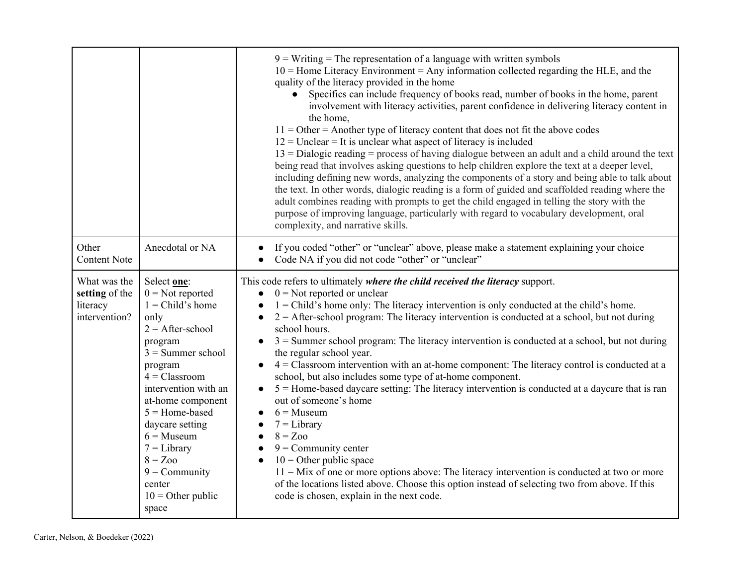| | | |
|---|---|---|
| | | 9 = Writing = The representation of a language with written symbols<br>10 = Home Literacy Environment = Any information collected regarding the HLE, and the quality of the literacy provided in the home<br>● Specifics can include frequency of books read, number of books in the home, parent involvement with literacy activities, parent confidence in delivering literacy content in the home,<br>11 = Other = Another type of literacy content that does not fit the above codes<br>12 = Unclear = It is unclear what aspect of literacy is included<br>13 = Dialogic reading = process of having dialogue between an adult and a child around the text being read that involves asking questions to help children explore the text at a deeper level, including defining new words, analyzing the components of a story and being able to talk about the text. In other words, dialogic reading is a form of guided and scaffolded reading where the adult combines reading with prompts to get the child engaged in telling the story with the purpose of improving language, particularly with regard to vocabulary development, oral complexity, and narrative skills. |
| Other Content Note | Anecdotal or NA | ● If you coded "other" or "unclear" above, please make a statement explaining your choice<br>● Code NA if you did not code "other" or "unclear" |
| What was the **setting** of the literacy intervention? | Select **one**:<br>0 = Not reported<br>1 = Child's home only<br>2 = After-school program<br>3 = Summer school program<br>4 = Classroom intervention with an at-home component<br>5 = Home-based daycare setting<br>6 = Museum<br>7 = Library<br>8 = Zoo<br>9 = Community center<br>10 = Other public space | This code refers to ultimately ***where the child received the literacy*** support.<br>● 0 = Not reported or unclear<br>● 1 = Child's home only: The literacy intervention is only conducted at the child's home.<br>● 2 = After-school program: The literacy intervention is conducted at a school, but not during school hours.<br>● 3 = Summer school program: The literacy intervention is conducted at a school, but not during the regular school year.<br>● 4 = Classroom intervention with an at-home component: The literacy control is conducted at a school, but also includes some type of at-home component.<br>● 5 = Home-based daycare setting: The literacy intervention is conducted at a daycare that is ran out of someone's home<br>● 6 = Museum<br>● 7 = Library<br>● 8 = Zoo<br>● 9 = Community center<br>● 10 = Other public space<br>11 = Mix of one or more options above: The literacy intervention is conducted at two or more of the locations listed above. Choose this option instead of selecting two from above. If this code is chosen, explain in the next code. |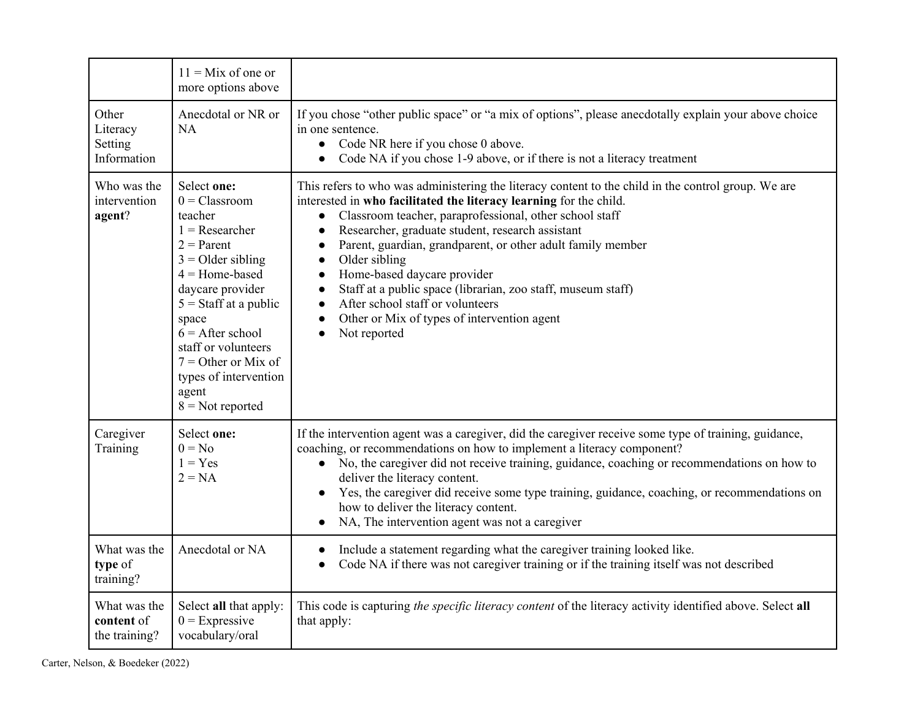| | | |
|---|---|---|
| | 11 = Mix of one or more options above | |
| Other Literacy Setting Information | Anecdotal or NR or NA | If you chose "other public space" or "a mix of options", please anecdotally explain your above choice in one sentence.<br>● Code NR here if you chose 0 above.<br>● Code NA if you chose 1-9 above, or if there is not a literacy treatment |
| Who was the intervention **agent**? | Select **one:**<br>0 = Classroom teacher<br>1 = Researcher<br>2 = Parent<br>3 = Older sibling<br>4 = Home-based daycare provider<br>5 = Staff at a public space<br>6 = After school staff or volunteers<br>7 = Other or Mix of types of intervention agent<br>8 = Not reported | This refers to who was administering the literacy content to the child in the control group. We are interested in **who facilitated the literacy learning** for the child.<br>● Classroom teacher, paraprofessional, other school staff<br>● Researcher, graduate student, research assistant<br>● Parent, guardian, grandparent, or other adult family member<br>● Older sibling<br>● Home-based daycare provider<br>● Staff at a public space (librarian, zoo staff, museum staff)<br>● After school staff or volunteers<br>● Other or Mix of types of intervention agent<br>● Not reported |
| Caregiver Training | Select **one:**<br>0 = No<br>1 = Yes<br>2 = NA | If the intervention agent was a caregiver, did the caregiver receive some type of training, guidance, coaching, or recommendations on how to implement a literacy component?<br>● No, the caregiver did not receive training, guidance, coaching or recommendations on how to deliver the literacy content.<br>● Yes, the caregiver did receive some type training, guidance, coaching, or recommendations on how to deliver the literacy content.<br>● NA, The intervention agent was not a caregiver |
| What was the **type** of training? | Anecdotal or NA | ● Include a statement regarding what the caregiver training looked like.<br>● Code NA if there was not caregiver training or if the training itself was not described |
| What was the **content** of the training? | Select **all** that apply:<br>0 = Expressive vocabulary/oral | This code is capturing *the specific literacy content* of the literacy activity identified above. Select **all** that apply: |

Carter, Nelson, & Boedeker (2022)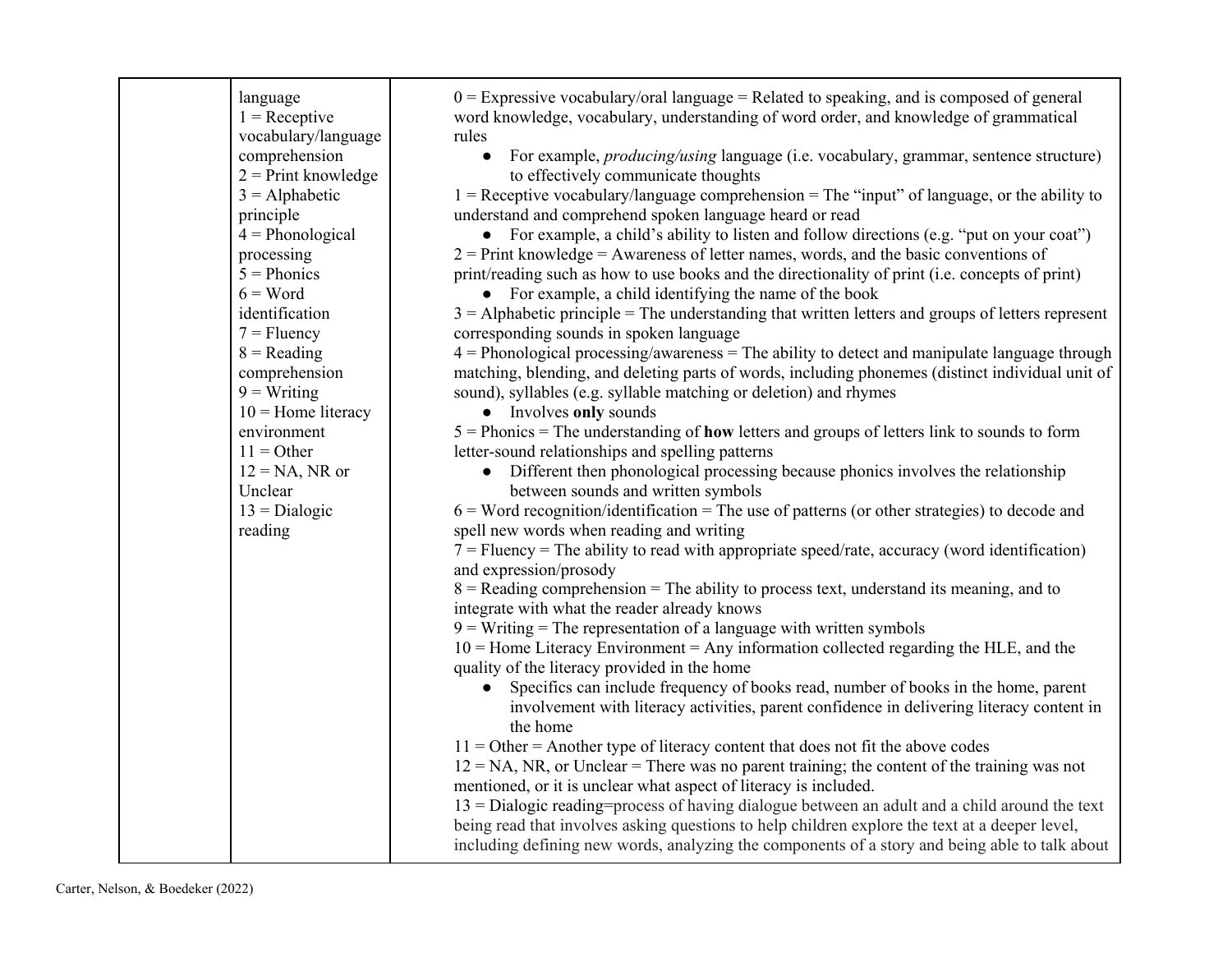| | | |
|---|---|---|
| | language<br>1 = Receptive vocabulary/language comprehension<br>2 = Print knowledge<br>3 = Alphabetic principle<br>4 = Phonological processing<br>5 = Phonics<br>6 = Word identification<br>7 = Fluency<br>8 = Reading comprehension<br>9 = Writing<br>10 = Home literacy environment<br>11 = Other<br>12 = NA, NR or Unclear<br>13 = Dialogic reading | 0 = Expressive vocabulary/oral language = Related to speaking, and is composed of general word knowledge, vocabulary, understanding of word order, and knowledge of grammatical rules<br>● For example, *producing/using* language (i.e. vocabulary, grammar, sentence structure) to effectively communicate thoughts<br>1 = Receptive vocabulary/language comprehension = The "input" of language, or the ability to understand and comprehend spoken language heard or read<br>● For example, a child's ability to listen and follow directions (e.g. "put on your coat")<br>2 = Print knowledge = Awareness of letter names, words, and the basic conventions of print/reading such as how to use books and the directionality of print (i.e. concepts of print)<br>● For example, a child identifying the name of the book<br>3 = Alphabetic principle = The understanding that written letters and groups of letters represent corresponding sounds in spoken language<br>4 = Phonological processing/awareness = The ability to detect and manipulate language through matching, blending, and deleting parts of words, including phonemes (distinct individual unit of sound), syllables (e.g. syllable matching or deletion) and rhymes<br>● Involves **only** sounds<br>5 = Phonics = The understanding of **how** letters and groups of letters link to sounds to form letter-sound relationships and spelling patterns<br>● Different then phonological processing because phonics involves the relationship between sounds and written symbols<br>6 = Word recognition/identification = The use of patterns (or other strategies) to decode and spell new words when reading and writing<br>7 = Fluency = The ability to read with appropriate speed/rate, accuracy (word identification) and expression/prosody<br>8 = Reading comprehension = The ability to process text, understand its meaning, and to integrate with what the reader already knows<br>9 = Writing = The representation of a language with written symbols<br>10 = Home Literacy Environment = Any information collected regarding the HLE, and the quality of the literacy provided in the home<br>● Specifics can include frequency of books read, number of books in the home, parent involvement with literacy activities, parent confidence in delivering literacy content in the home<br>11 = Other = Another type of literacy content that does not fit the above codes<br>12 = NA, NR, or Unclear = There was no parent training; the content of the training was not mentioned, or it is unclear what aspect of literacy is included.<br>13 = Dialogic reading=process of having dialogue between an adult and a child around the text being read that involves asking questions to help children explore the text at a deeper level, including defining new words, analyzing the components of a story and being able to talk about |

Carter, Nelson, & Boedeker (2022)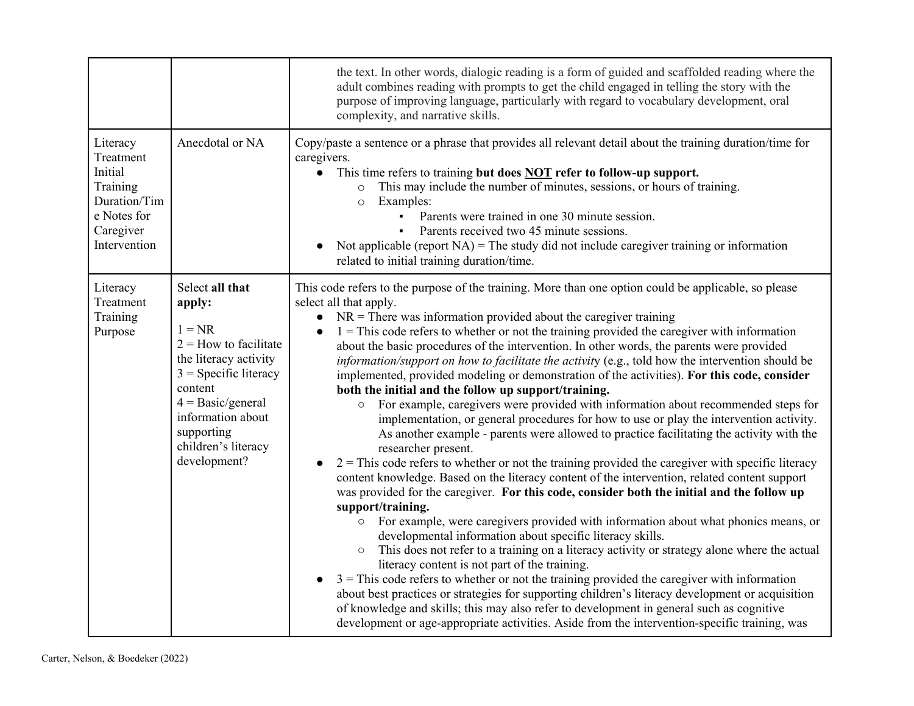| | | |
|---|---|---|
| | | the text. In other words, dialogic reading is a form of guided and scaffolded reading where the adult combines reading with prompts to get the child engaged in telling the story with the purpose of improving language, particularly with regard to vocabulary development, oral complexity, and narrative skills. |
| Literacy Treatment Initial Training Duration/Time Notes for Caregiver Intervention | Anecdotal or NA | Copy/paste a sentence or a phrase that provides all relevant detail about the training duration/time for caregivers.<br>● This time refers to training **but does <u>NOT</u> refer to follow-up support.**<br>&nbsp;&nbsp;&nbsp;&nbsp;○ This may include the number of minutes, sessions, or hours of training.<br>&nbsp;&nbsp;&nbsp;&nbsp;○ Examples:<br>&nbsp;&nbsp;&nbsp;&nbsp;&nbsp;&nbsp;&nbsp;&nbsp;▪ Parents were trained in one 30 minute session.<br>&nbsp;&nbsp;&nbsp;&nbsp;&nbsp;&nbsp;&nbsp;&nbsp;▪ Parents received two 45 minute sessions.<br>● Not applicable (report NA) = The study did not include caregiver training or information related to initial training duration/time. |
| Literacy Treatment Training Purpose | Select **all that apply:**<br><br>1 = NR<br>2 = How to facilitate the literacy activity<br>3 = Specific literacy content<br>4 = Basic/general information about supporting children's literacy development? | This code refers to the purpose of the training. More than one option could be applicable, so please select all that apply.<br>● NR = There was information provided about the caregiver training<br>● 1 = This code refers to whether or not the training provided the caregiver with information about the basic procedures of the intervention. In other words, the parents were provided *information/support on how to facilitate the activity* (e.g., told how the intervention should be implemented, provided modeling or demonstration of the activities). **For this code, consider both the initial and the follow up support/training.**<br>&nbsp;&nbsp;&nbsp;&nbsp;○ For example, caregivers were provided with information about recommended steps for implementation, or general procedures for how to use or play the intervention activity. As another example - parents were allowed to practice facilitating the activity with the researcher present.<br>● 2 = This code refers to whether or not the training provided the caregiver with specific literacy content knowledge. Based on the literacy content of the intervention, related content support was provided for the caregiver. **For this code, consider both the initial and the follow up support/training.**<br>&nbsp;&nbsp;&nbsp;&nbsp;○ For example, were caregivers provided with information about what phonics means, or developmental information about specific literacy skills.<br>&nbsp;&nbsp;&nbsp;&nbsp;○ This does not refer to a training on a literacy activity or strategy alone where the actual literacy content is not part of the training.<br>● 3 = This code refers to whether or not the training provided the caregiver with information about best practices or strategies for supporting children's literacy development or acquisition of knowledge and skills; this may also refer to development in general such as cognitive development or age-appropriate activities. Aside from the intervention-specific training, was |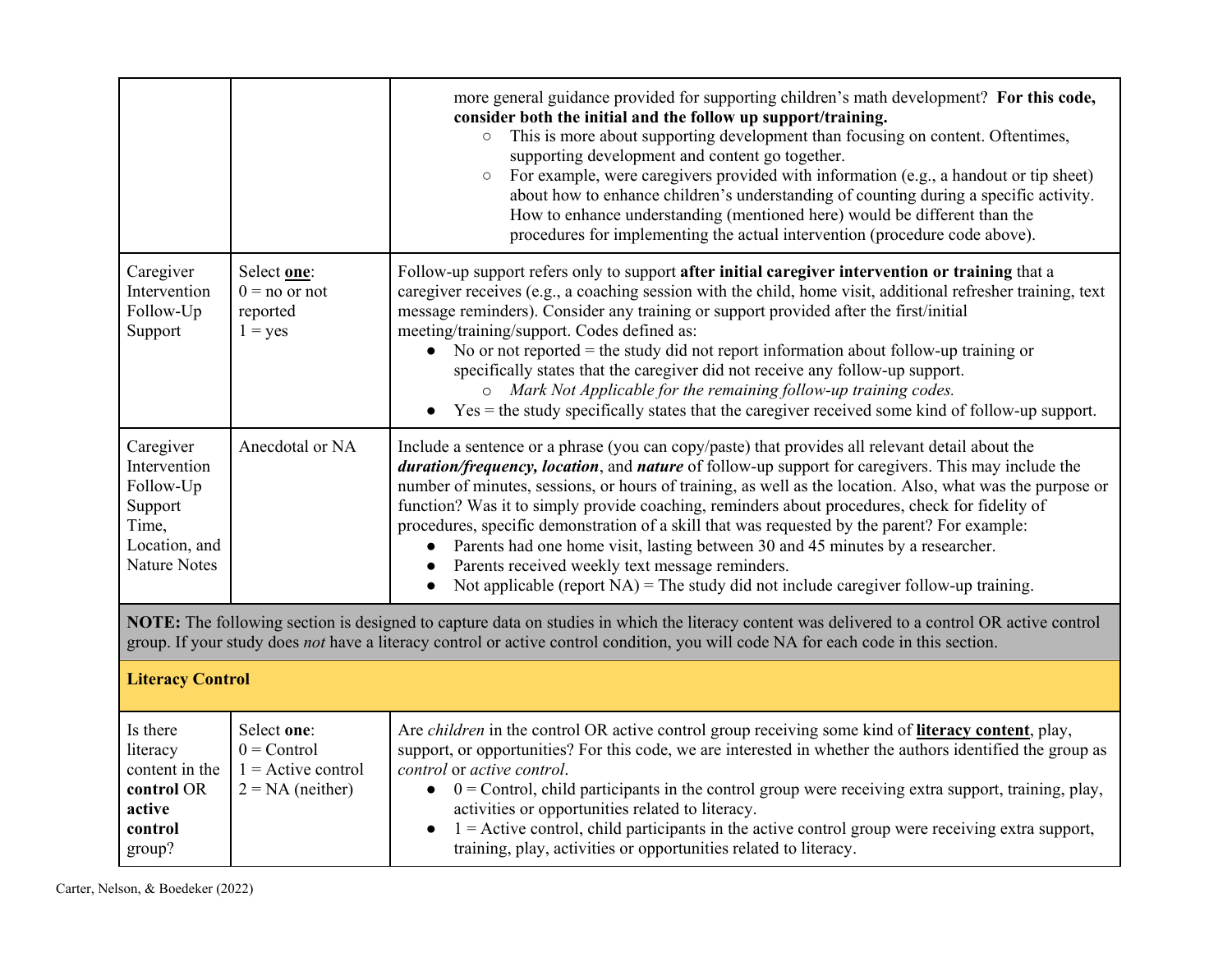| | | |
|---|---|---|
| | | more general guidance provided for supporting children's math development? **For this code, consider both the initial and the follow up support/training.**<br>○ This is more about supporting development than focusing on content. Oftentimes, supporting development and content go together.<br>○ For example, were caregivers provided with information (e.g., a handout or tip sheet) about how to enhance children's understanding of counting during a specific activity. How to enhance understanding (mentioned here) would be different than the procedures for implementing the actual intervention (procedure code above). |
| Caregiver Intervention Follow-Up Support | Select **one**:<br>0 = no or not reported<br>1 = yes | Follow-up support refers only to support **after initial caregiver intervention or training** that a caregiver receives (e.g., a coaching session with the child, home visit, additional refresher training, text message reminders). Consider any training or support provided after the first/initial meeting/training/support. Codes defined as:<br>● No or not reported = the study did not report information about follow-up training or specifically states that the caregiver did not receive any follow-up support.<br>○ *Mark Not Applicable for the remaining follow-up training codes.*<br>● Yes = the study specifically states that the caregiver received some kind of follow-up support. |
| Caregiver Intervention Follow-Up Support Time, Location, and Nature Notes | Anecdotal or NA | Include a sentence or a phrase (you can copy/paste) that provides all relevant detail about the ***duration/frequency, location***, and ***nature*** of follow-up support for caregivers. This may include the number of minutes, sessions, or hours of training, as well as the location. Also, what was the purpose or function? Was it to simply provide coaching, reminders about procedures, check for fidelity of procedures, specific demonstration of a skill that was requested by the parent? For example:<br>● Parents had one home visit, lasting between 30 and 45 minutes by a researcher.<br>● Parents received weekly text message reminders.<br>● Not applicable (report NA) = The study did not include caregiver follow-up training. |
| **NOTE:** The following section is designed to capture data on studies in which the literacy content was delivered to a control OR active control group. If your study does *not* have a literacy control or active control condition, you will code NA for each code in this section. | | |
| **Literacy Control** | | |
| Is there literacy content in the **control** OR **active control** group? | Select **one**:<br>0 = Control<br>1 = Active control<br>2 = NA (neither) | Are *children* in the control OR active control group receiving some kind of **literacy content**, play, support, or opportunities? For this code, we are interested in whether the authors identified the group as *control* or *active control*.<br>● 0 = Control, child participants in the control group were receiving extra support, training, play, activities or opportunities related to literacy.<br>● 1 = Active control, child participants in the active control group were receiving extra support, training, play, activities or opportunities related to literacy. |

Carter, Nelson, & Boedeker (2022)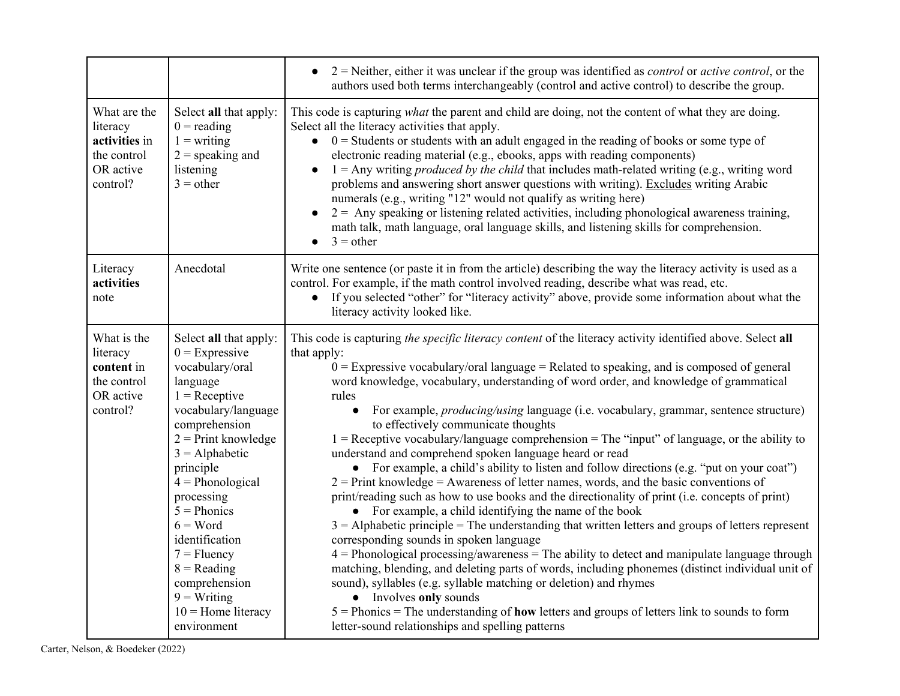| | | |
|---|---|---|
| | | • 2 = Neither, either it was unclear if the group was identified as *control* or *active control*, or the authors used both terms interchangeably (control and active control) to describe the group. |
| What are the literacy **activities** in the control OR active control? | Select **all** that apply:<br>0 = reading<br>1 = writing<br>2 = speaking and listening<br>3 = other | This code is capturing *what* the parent and child are doing, not the content of what they are doing. Select all the literacy activities that apply.<br>• 0 = Students or students with an adult engaged in the reading of books or some type of electronic reading material (e.g., ebooks, apps with reading components)<br>• 1 = Any writing *produced by the child* that includes math-related writing (e.g., writing word problems and answering short answer questions with writing). <u>Excludes</u> writing Arabic numerals (e.g., writing "12" would not qualify as writing here)<br>• 2 = Any speaking or listening related activities, including phonological awareness training, math talk, math language, oral language skills, and listening skills for comprehension.<br>• 3 = other |
| Literacy **activities** note | Anecdotal | Write one sentence (or paste it in from the article) describing the way the literacy activity is used as a control. For example, if the math control involved reading, describe what was read, etc.<br>• If you selected "other" for "literacy activity" above, provide some information about what the literacy activity looked like. |
| What is the literacy **content** in the control OR active control? | Select **all** that apply:<br>0 = Expressive vocabulary/oral language<br>1 = Receptive vocabulary/language comprehension<br>2 = Print knowledge<br>3 = Alphabetic principle<br>4 = Phonological processing<br>5 = Phonics<br>6 = Word identification<br>7 = Fluency<br>8 = Reading comprehension<br>9 = Writing<br>10 = Home literacy environment | This code is capturing *the specific literacy content* of the literacy activity identified above. Select **all** that apply:<br>0 = Expressive vocabulary/oral language = Related to speaking, and is composed of general word knowledge, vocabulary, understanding of word order, and knowledge of grammatical rules<br>• For example, *producing/using* language (i.e. vocabulary, grammar, sentence structure) to effectively communicate thoughts<br>1 = Receptive vocabulary/language comprehension = The "input" of language, or the ability to understand and comprehend spoken language heard or read<br>• For example, a child's ability to listen and follow directions (e.g. "put on your coat")<br>2 = Print knowledge = Awareness of letter names, words, and the basic conventions of print/reading such as how to use books and the directionality of print (i.e. concepts of print)<br>• For example, a child identifying the name of the book<br>3 = Alphabetic principle = The understanding that written letters and groups of letters represent corresponding sounds in spoken language<br>4 = Phonological processing/awareness = The ability to detect and manipulate language through matching, blending, and deleting parts of words, including phonemes (distinct individual unit of sound), syllables (e.g. syllable matching or deletion) and rhymes<br>• Involves **only** sounds<br>5 = Phonics = The understanding of **how** letters and groups of letters link to sounds to form letter-sound relationships and spelling patterns |

Carter, Nelson, & Boedeker (2022)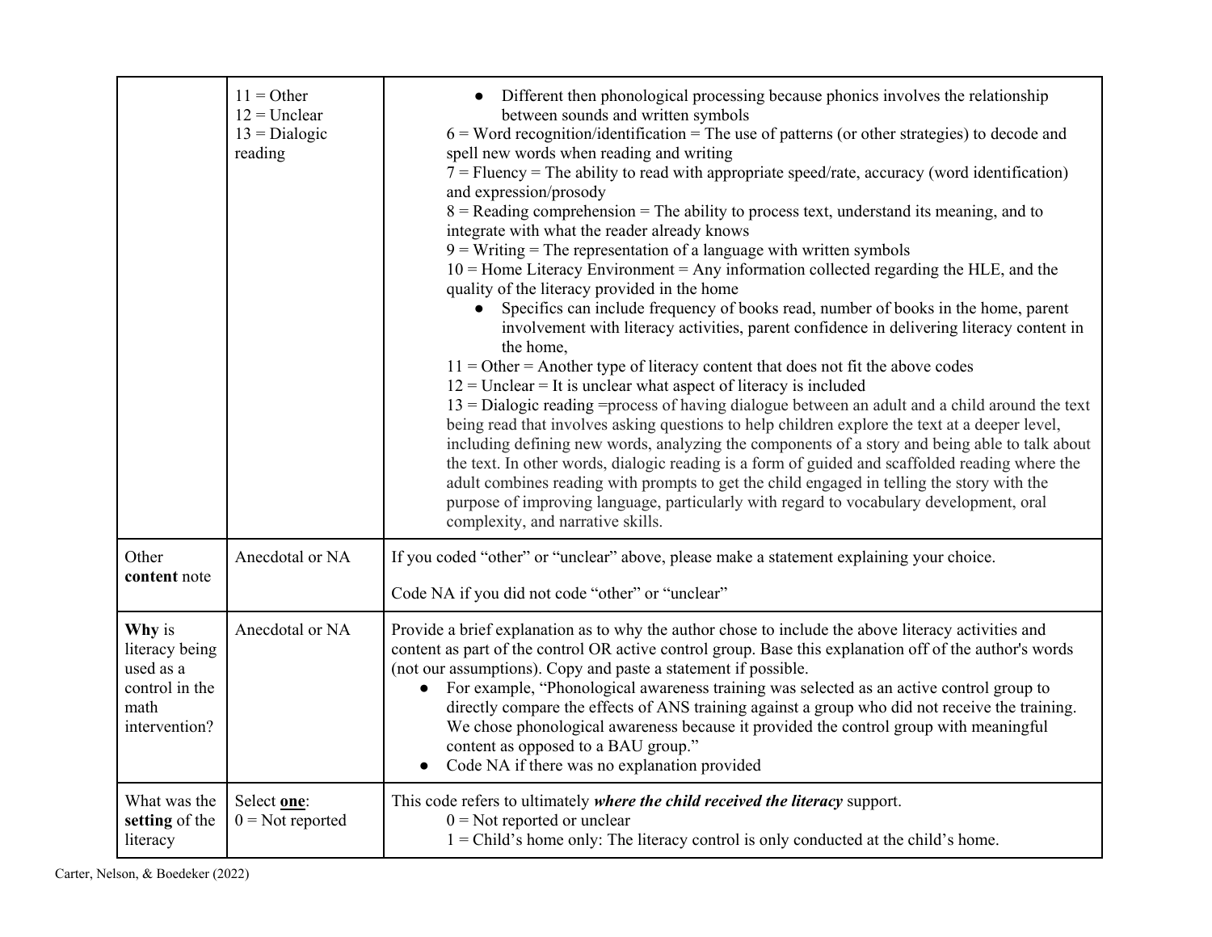| | | |
|---|---|---|
| | 11 = Other<br>12 = Unclear<br>13 = Dialogic reading | <ul><li>Different then phonological processing because phonics involves the relationship between sounds and written symbols</li></ul>6 = Word recognition/identification = The use of patterns (or other strategies) to decode and spell new words when reading and writing<br>7 = Fluency = The ability to read with appropriate speed/rate, accuracy (word identification) and expression/prosody<br>8 = Reading comprehension = The ability to process text, understand its meaning, and to integrate with what the reader already knows<br>9 = Writing = The representation of a language with written symbols<br>10 = Home Literacy Environment = Any information collected regarding the HLE, and the quality of the literacy provided in the home<ul><li>Specifics can include frequency of books read, number of books in the home, parent involvement with literacy activities, parent confidence in delivering literacy content in the home,</li></ul>11 = Other = Another type of literacy content that does not fit the above codes<br>12 = Unclear = It is unclear what aspect of literacy is included<br>13 = Dialogic reading =process of having dialogue between an adult and a child around the text being read that involves asking questions to help children explore the text at a deeper level, including defining new words, analyzing the components of a story and being able to talk about the text. In other words, dialogic reading is a form of guided and scaffolded reading where the adult combines reading with prompts to get the child engaged in telling the story with the purpose of improving language, particularly with regard to vocabulary development, oral complexity, and narrative skills. |
| Other **content** note | Anecdotal or NA | If you coded "other" or "unclear" above, please make a statement explaining your choice.<br><br>Code NA if you did not code "other" or "unclear" |
| **Why** is literacy being used as a control in the math intervention? | Anecdotal or NA | Provide a brief explanation as to why the author chose to include the above literacy activities and content as part of the control OR active control group. Base this explanation off of the author's words (not our assumptions). Copy and paste a statement if possible.<ul><li>For example, "Phonological awareness training was selected as an active control group to directly compare the effects of ANS training against a group who did not receive the training. We chose phonological awareness because it provided the control group with meaningful content as opposed to a BAU group."</li><li>Code NA if there was no explanation provided</li></ul> |
| What was the **setting** of the literacy | Select **one**:<br>0 = Not reported | This code refers to ultimately ***where the child received the literacy*** support.<br>0 = Not reported or unclear<br>1 = Child's home only: The literacy control is only conducted at the child's home. |

Carter, Nelson, & Boedeker (2022)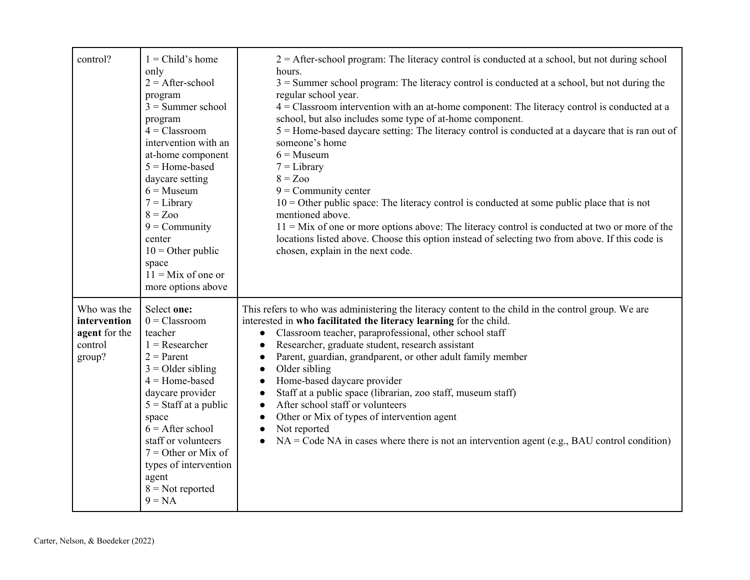| | | |
|---|---|---|
| control? | 1 = Child's home only<br>2 = After-school program<br>3 = Summer school program<br>4 = Classroom intervention with an at-home component<br>5 = Home-based daycare setting<br>6 = Museum<br>7 = Library<br>8 = Zoo<br>9 = Community center<br>10 = Other public space<br>11 = Mix of one or more options above | 2 = After-school program: The literacy control is conducted at a school, but not during school hours.<br>3 = Summer school program: The literacy control is conducted at a school, but not during the regular school year.<br>4 = Classroom intervention with an at-home component: The literacy control is conducted at a school, but also includes some type of at-home component.<br>5 = Home-based daycare setting: The literacy control is conducted at a daycare that is ran out of someone's home<br>6 = Museum<br>7 = Library<br>8 = Zoo<br>9 = Community center<br>10 = Other public space: The literacy control is conducted at some public place that is not mentioned above.<br>11 = Mix of one or more options above: The literacy control is conducted at two or more of the locations listed above. Choose this option instead of selecting two from above. If this code is chosen, explain in the next code. |
| Who was the **intervention agent** for the control group? | Select **one:**<br>0 = Classroom teacher<br>1 = Researcher<br>2 = Parent<br>3 = Older sibling<br>4 = Home-based daycare provider<br>5 = Staff at a public space<br>6 = After school staff or volunteers<br>7 = Other or Mix of types of intervention agent<br>8 = Not reported<br>9 = NA | This refers to who was administering the literacy content to the child in the control group. We are interested in **who facilitated the literacy learning** for the child.<br>● Classroom teacher, paraprofessional, other school staff<br>● Researcher, graduate student, research assistant<br>● Parent, guardian, grandparent, or other adult family member<br>● Older sibling<br>● Home-based daycare provider<br>● Staff at a public space (librarian, zoo staff, museum staff)<br>● After school staff or volunteers<br>● Other or Mix of types of intervention agent<br>● Not reported<br>● NA = Code NA in cases where there is not an intervention agent (e.g., BAU control condition) |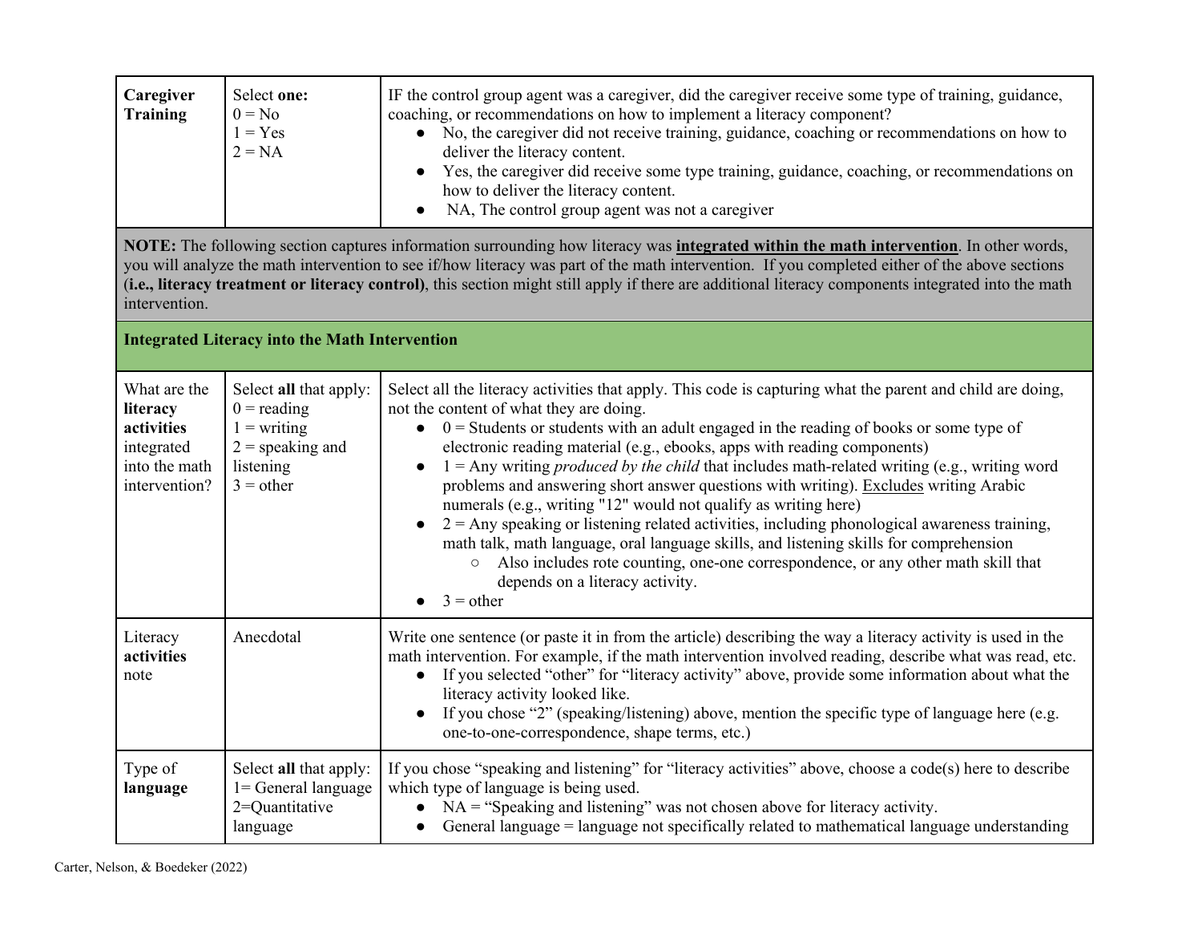| | | |
|---|---|---|
| **Caregiver Training** | Select **one:**<br>0 = No<br>1 = Yes<br>2 = NA | IF the control group agent was a caregiver, did the caregiver receive some type of training, guidance, coaching, or recommendations on how to implement a literacy component?<br>● No, the caregiver did not receive training, guidance, coaching or recommendations on how to deliver the literacy content.<br>● Yes, the caregiver did receive some type training, guidance, coaching, or recommendations on how to deliver the literacy content.<br>● NA, The control group agent was not a caregiver |
| **NOTE:** The following section captures information surrounding how literacy was **<u>integrated within the math intervention</u>**. In other words, you will analyze the math intervention to see if/how literacy was part of the math intervention. If you completed either of the above sections (**i.e., literacy treatment or literacy control)**, this section might still apply if there are additional literacy components integrated into the math intervention. | | |
| **Integrated Literacy into the Math Intervention** | | |
| What are the **literacy activities** integrated into the math intervention? | Select **all** that apply:<br>0 = reading<br>1 = writing<br>2 = speaking and listening<br>3 = other | Select all the literacy activities that apply. This code is capturing what the parent and child are doing, not the content of what they are doing.<br>● 0 = Students or students with an adult engaged in the reading of books or some type of electronic reading material (e.g., ebooks, apps with reading components)<br>● 1 = Any writing *produced by the child* that includes math-related writing (e.g., writing word problems and answering short answer questions with writing). <u>Excludes</u> writing Arabic numerals (e.g., writing "12" would not qualify as writing here)<br>● 2 = Any speaking or listening related activities, including phonological awareness training, math talk, math language, oral language skills, and listening skills for comprehension<br>&nbsp;&nbsp;&nbsp;&nbsp;○ Also includes rote counting, one-one correspondence, or any other math skill that depends on a literacy activity.<br>● 3 = other |
| Literacy **activities** note | Anecdotal | Write one sentence (or paste it in from the article) describing the way a literacy activity is used in the math intervention. For example, if the math intervention involved reading, describe what was read, etc.<br>● If you selected "other" for "literacy activity" above, provide some information about what the literacy activity looked like.<br>● If you chose "2" (speaking/listening) above, mention the specific type of language here (e.g. one-to-one-correspondence, shape terms, etc.) |
| Type of **language** | Select **all** that apply:<br>1= General language<br>2=Quantitative language | If you chose "speaking and listening" for "literacy activities" above, choose a code(s) here to describe which type of language is being used.<br>● NA = "Speaking and listening" was not chosen above for literacy activity.<br>● General language = language not specifically related to mathematical language understanding |

Carter, Nelson, & Boedeker (2022)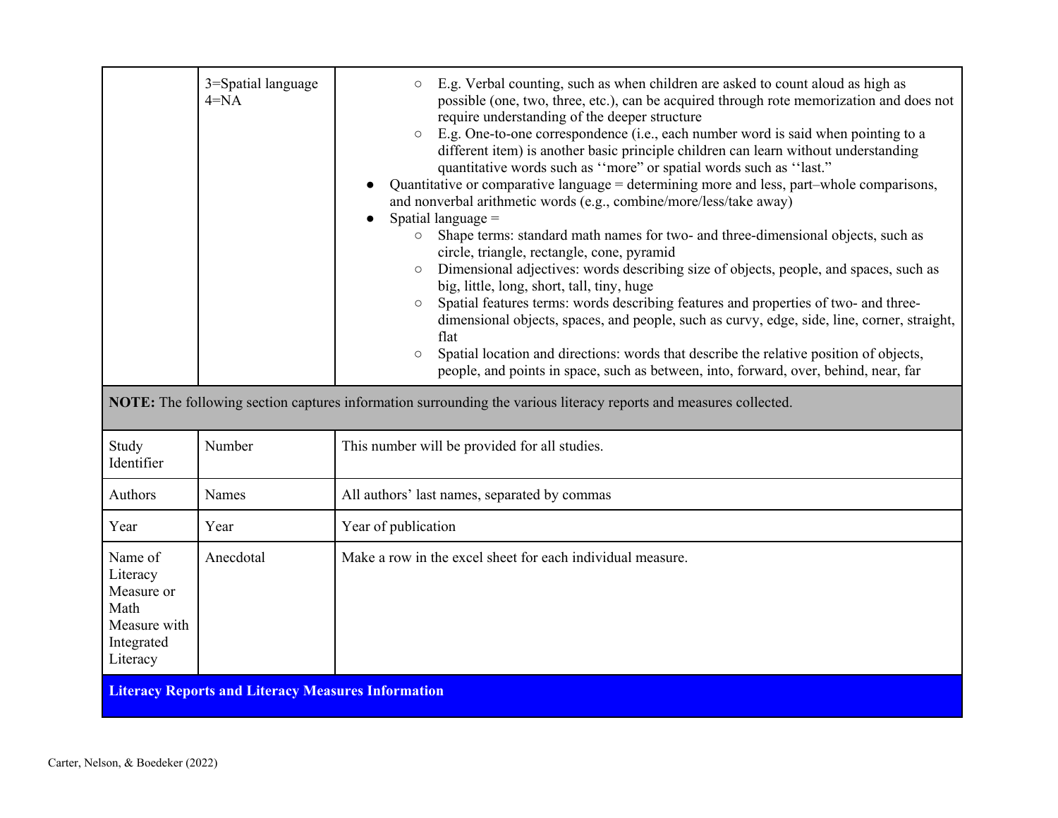| | | |
|---|---|---|
| | 3=Spatial language<br>4=NA | ○ E.g. Verbal counting, such as when children are asked to count aloud as high as possible (one, two, three, etc.), can be acquired through rote memorization and does not require understanding of the deeper structure<br>○ E.g. One-to-one correspondence (i.e., each number word is said when pointing to a different item) is another basic principle children can learn without understanding quantitative words such as ''more" or spatial words such as ''last."<br>● Quantitative or comparative language = determining more and less, part–whole comparisons, and nonverbal arithmetic words (e.g., combine/more/less/take away)<br>● Spatial language =<br>○ Shape terms: standard math names for two- and three-dimensional objects, such as circle, triangle, rectangle, cone, pyramid<br>○ Dimensional adjectives: words describing size of objects, people, and spaces, such as big, little, long, short, tall, tiny, huge<br>○ Spatial features terms: words describing features and properties of two- and three-dimensional objects, spaces, and people, such as curvy, edge, side, line, corner, straight, flat<br>○ Spatial location and directions: words that describe the relative position of objects, people, and points in space, such as between, into, forward, over, behind, near, far |
| **NOTE:** The following section captures information surrounding the various literacy reports and measures collected. | | |
| Study Identifier | Number | This number will be provided for all studies. |
| Authors | Names | All authors' last names, separated by commas |
| Year | Year | Year of publication |
| Name of Literacy Measure or Math Measure with Integrated Literacy | Anecdotal | Make a row in the excel sheet for each individual measure. |
| **Literacy Reports and Literacy Measures Information** | | |

Carter, Nelson, & Boedeker (2022)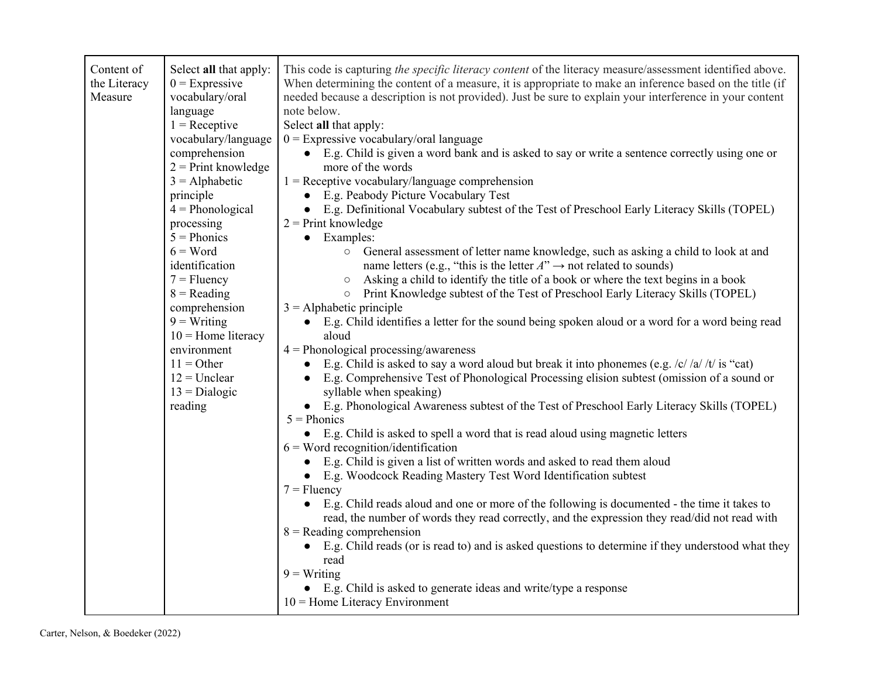| Content of the Literacy Measure | Select **all** that apply:<br>0 = Expressive vocabulary/oral language<br>1 = Receptive vocabulary/language comprehension<br>2 = Print knowledge<br>3 = Alphabetic principle<br>4 = Phonological processing<br>5 = Phonics<br>6 = Word identification<br>7 = Fluency<br>8 = Reading comprehension<br>9 = Writing<br>10 = Home literacy environment<br>11 = Other<br>12 = Unclear<br>13 = Dialogic reading | This code is capturing *the specific literacy content* of the literacy measure/assessment identified above. When determining the content of a measure, it is appropriate to make an inference based on the title (if needed because a description is not provided). Just be sure to explain your interference in your content note below.<br>Select **all** that apply:<br>0 = Expressive vocabulary/oral language<br>● E.g. Child is given a word bank and is asked to say or write a sentence correctly using one or more of the words<br>1 = Receptive vocabulary/language comprehension<br>● E.g. Peabody Picture Vocabulary Test<br>● E.g. Definitional Vocabulary subtest of the Test of Preschool Early Literacy Skills (TOPEL)<br>2 = Print knowledge<br>● Examples:<br>○ General assessment of letter name knowledge, such as asking a child to look at and name letters (e.g., "this is the letter *A*" → not related to sounds)<br>○ Asking a child to identify the title of a book or where the text begins in a book<br>○ Print Knowledge subtest of the Test of Preschool Early Literacy Skills (TOPEL)<br>3 = Alphabetic principle<br>● E.g. Child identifies a letter for the sound being spoken aloud or a word for a word being read aloud<br>4 = Phonological processing/awareness<br>● E.g. Child is asked to say a word aloud but break it into phonemes (e.g. /c/ /a/ /t/ is "cat)<br>● E.g. Comprehensive Test of Phonological Processing elision subtest (omission of a sound or syllable when speaking)<br>● E.g. Phonological Awareness subtest of the Test of Preschool Early Literacy Skills (TOPEL)<br>5 = Phonics<br>● E.g. Child is asked to spell a word that is read aloud using magnetic letters<br>6 = Word recognition/identification<br>● E.g. Child is given a list of written words and asked to read them aloud<br>● E.g. Woodcock Reading Mastery Test Word Identification subtest<br>7 = Fluency<br>● E.g. Child reads aloud and one or more of the following is documented - the time it takes to read, the number of words they read correctly, and the expression they read/did not read with<br>8 = Reading comprehension<br>● E.g. Child reads (or is read to) and is asked questions to determine if they understood what they read<br>9 = Writing<br>● E.g. Child is asked to generate ideas and write/type a response<br>10 = Home Literacy Environment |
|---|---|---|

Carter, Nelson, & Boedeker (2022)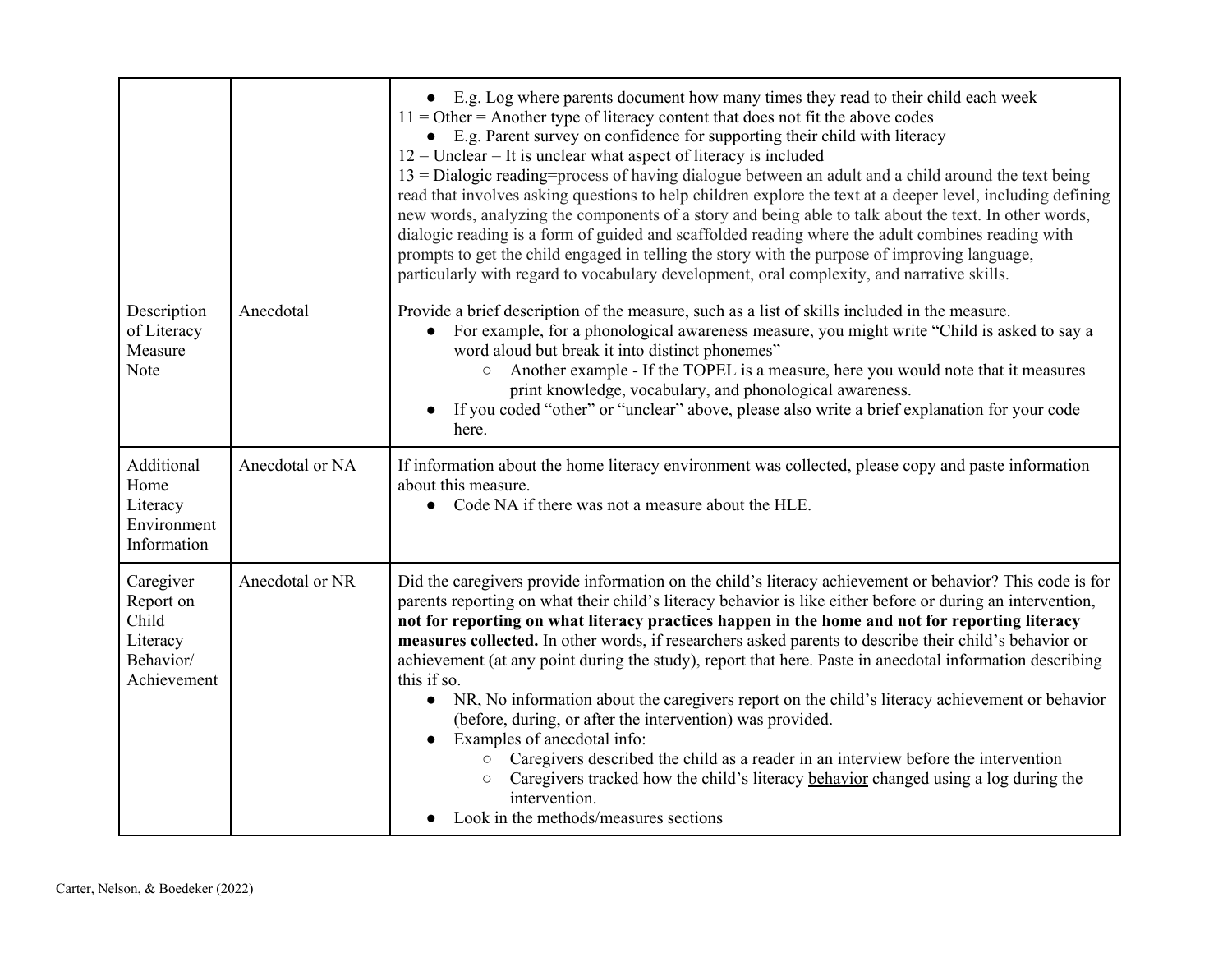| | | |
|---|---|---|
| | | ● E.g. Log where parents document how many times they read to their child each week<br>11 = Other = Another type of literacy content that does not fit the above codes<br>● E.g. Parent survey on confidence for supporting their child with literacy<br>12 = Unclear = It is unclear what aspect of literacy is included<br>13 = Dialogic reading=process of having dialogue between an adult and a child around the text being read that involves asking questions to help children explore the text at a deeper level, including defining new words, analyzing the components of a story and being able to talk about the text. In other words, dialogic reading is a form of guided and scaffolded reading where the adult combines reading with prompts to get the child engaged in telling the story with the purpose of improving language, particularly with regard to vocabulary development, oral complexity, and narrative skills. |
| Description of Literacy Measure Note | Anecdotal | Provide a brief description of the measure, such as a list of skills included in the measure.<br>● For example, for a phonological awareness measure, you might write "Child is asked to say a word aloud but break it into distinct phonemes"<br>○ Another example - If the TOPEL is a measure, here you would note that it measures print knowledge, vocabulary, and phonological awareness.<br>● If you coded "other" or "unclear" above, please also write a brief explanation for your code here. |
| Additional Home Literacy Environment Information | Anecdotal or NA | If information about the home literacy environment was collected, please copy and paste information about this measure.<br>● Code NA if there was not a measure about the HLE. |
| Caregiver Report on Child Literacy Behavior/ Achievement | Anecdotal or NR | Did the caregivers provide information on the child's literacy achievement or behavior? This code is for parents reporting on what their child's literacy behavior is like either before or during an intervention, **not for reporting on what literacy practices happen in the home and not for reporting literacy measures collected.** In other words, if researchers asked parents to describe their child's behavior or achievement (at any point during the study), report that here. Paste in anecdotal information describing this if so.<br>● NR, No information about the caregivers report on the child's literacy achievement or behavior (before, during, or after the intervention) was provided.<br>● Examples of anecdotal info:<br>○ Caregivers described the child as a reader in an interview before the intervention<br>○ Caregivers tracked how the child's literacy <u>behavior</u> changed using a log during the intervention.<br>● Look in the methods/measures sections |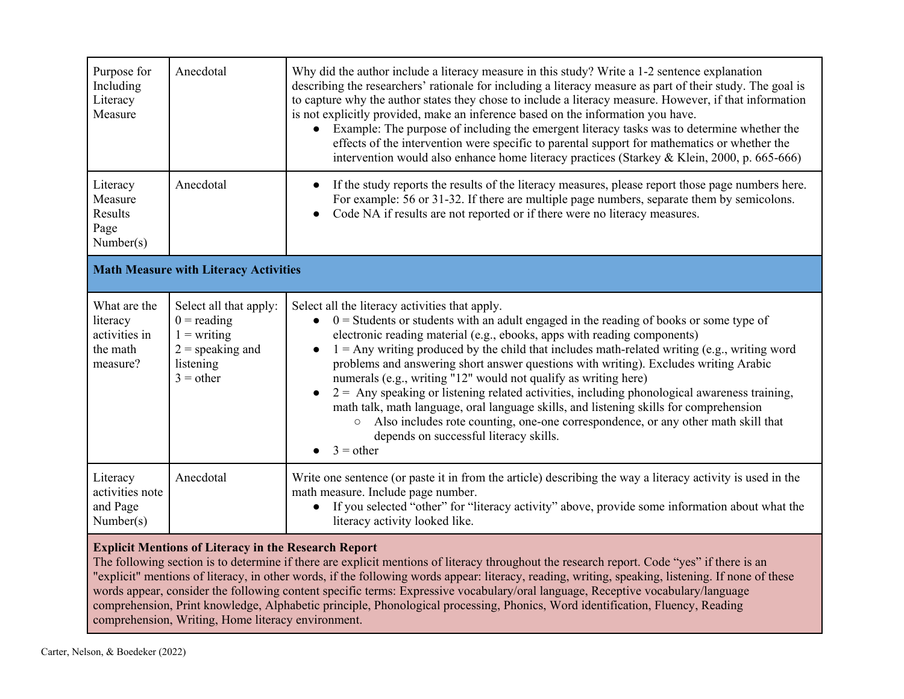| | | |
|---|---|---|
| Purpose for Including Literacy Measure | Anecdotal | Why did the author include a literacy measure in this study? Write a 1-2 sentence explanation describing the researchers' rationale for including a literacy measure as part of their study. The goal is to capture why the author states they chose to include a literacy measure. However, if that information is not explicitly provided, make an inference based on the information you have.<br>● Example: The purpose of including the emergent literacy tasks was to determine whether the effects of the intervention were specific to parental support for mathematics or whether the intervention would also enhance home literacy practices (Starkey & Klein, 2000, p. 665-666) |
| Literacy Measure Results Page Number(s) | Anecdotal | ● If the study reports the results of the literacy measures, please report those page numbers here. For example: 56 or 31-32. If there are multiple page numbers, separate them by semicolons.<br>● Code NA if results are not reported or if there were no literacy measures. |
| **Math Measure with Literacy Activities** | | |
| What are the literacy activities in the math measure? | Select all that apply:<br>0 = reading<br>1 = writing<br>2 = speaking and listening<br>3 = other | Select all the literacy activities that apply.<br>● 0 = Students or students with an adult engaged in the reading of books or some type of electronic reading material (e.g., ebooks, apps with reading components)<br>● 1 = Any writing produced by the child that includes math-related writing (e.g., writing word problems and answering short answer questions with writing). Excludes writing Arabic numerals (e.g., writing "12" would not qualify as writing here)<br>● 2 = Any speaking or listening related activities, including phonological awareness training, math talk, math language, oral language skills, and listening skills for comprehension<br>○ Also includes rote counting, one-one correspondence, or any other math skill that depends on successful literacy skills.<br>● 3 = other |
| Literacy activities note and Page Number(s) | Anecdotal | Write one sentence (or paste it in from the article) describing the way a literacy activity is used in the math measure. Include page number.<br>● If you selected "other" for "literacy activity" above, provide some information about what the literacy activity looked like. |
| **Explicit Mentions of Literacy in the Research Report**<br>The following section is to determine if there are explicit mentions of literacy throughout the research report. Code "yes" if there is an "explicit" mentions of literacy, in other words, if the following words appear: literacy, reading, writing, speaking, listening. If none of these words appear, consider the following content specific terms: Expressive vocabulary/oral language, Receptive vocabulary/language comprehension, Print knowledge, Alphabetic principle, Phonological processing, Phonics, Word identification, Fluency, Reading comprehension, Writing, Home literacy environment. | | |

Carter, Nelson, & Boedeker (2022)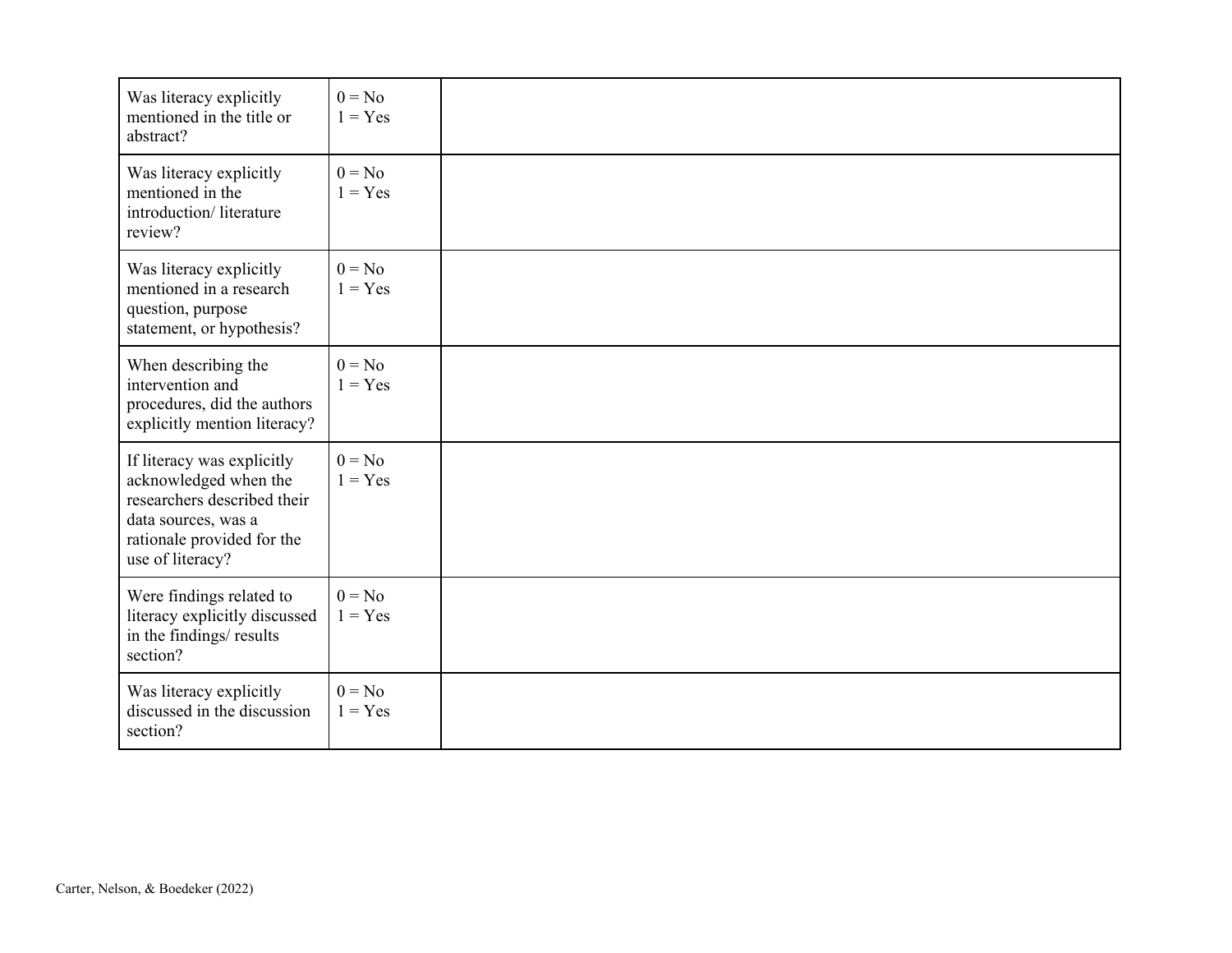| | | |
|---|---|---|
| Was literacy explicitly mentioned in the title or abstract? | 0 = No<br>1 = Yes | |
| Was literacy explicitly mentioned in the introduction/ literature review? | 0 = No<br>1 = Yes | |
| Was literacy explicitly mentioned in a research question, purpose statement, or hypothesis? | 0 = No<br>1 = Yes | |
| When describing the intervention and procedures, did the authors explicitly mention literacy? | 0 = No<br>1 = Yes | |
| If literacy was explicitly acknowledged when the researchers described their data sources, was a rationale provided for the use of literacy? | 0 = No<br>1 = Yes | |
| Were findings related to literacy explicitly discussed in the findings/ results section? | 0 = No<br>1 = Yes | |
| Was literacy explicitly discussed in the discussion section? | 0 = No<br>1 = Yes | |